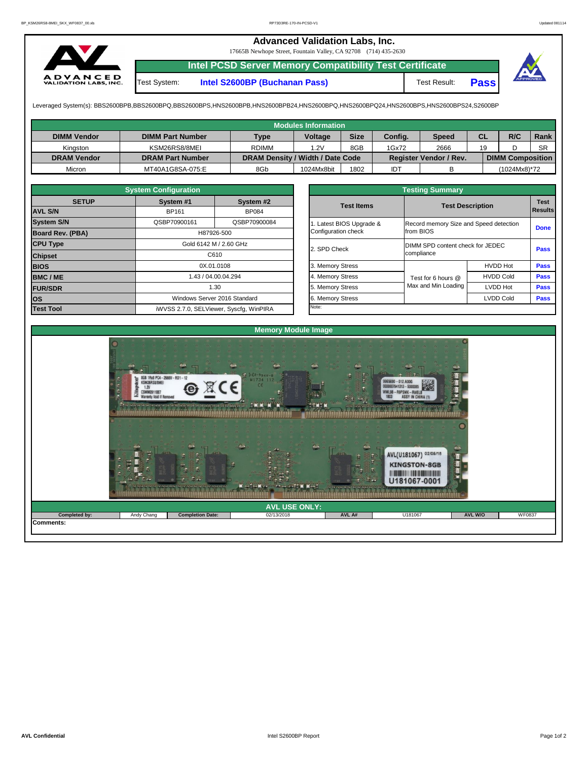# Advanced Validation Labs, Inc.

17665B Newhope Street, Fountain Valley, CA 92708 (714) 435-2630

## Intel PCSD Server Memory Compatibility Test Certificate

Test System: **Intel S2600BP (Buchanan Pass)** Test Result: **Pass**

Leveraged System(s): BBS2600BPB,BBS2600BPQ,BBS2600BPS,HNS2600BPB,HNS2600BPB24,HNS2600BPQ,HNS2600BPQ24,HNS2600BPS,HNS2600BPS24,S2600BP

| Modules Information | | | | | | | | | |
|---|---|---|---|---|---|---|---|---|---|
| **DIMM Vendor** | **DIMM Part Number** | **Type** | **Voltage** | **Size** | **Config.** | **Speed** | **CL** | **R/C** | **Rank** |
| Kingston | KSM26RS8/8MEI | RDIMM | 1.2V | 8GB | 1Gx72 | 2666 | 19 | D | SR |
| **DRAM Vendor** | **DRAM Part Number** | **DRAM Density / Width / Date Code** | | | **Register Vendor / Rev.** | | **DIMM Composition** | | |
| Micron | MT40A1G8SA-075:E | 8Gb | 1024Mx8bit | 1802 | IDT | B | (1024Mx8)*72 | | |

| System Configuration | | |
|---|---|---|
| **SETUP** | **System #1** | **System #2** |
| **AVL S/N** | BP161 | BP084 |
| **System S/N** | QSBP70900161 | QSBP70900084 |
| **Board Rev. (PBA)** | H87926-500 | |
| **CPU Type** | Gold 6142 M / 2.60 GHz | |
| **Chipset** | C610 | |
| **BIOS** | 0X.01.0108 | |
| **BMC / ME** | 1.43 / 04.00.04.294 | |
| **FUR/SDR** | 1.30 | |
| **OS** | Windows Server 2016 Standard | |
| **Test Tool** | iWVSS 2.7.0, SELViewer, Syscfg, WinPIRA | |

| Testing Summary | | | |
|---|---|---|---|
| **Test Items** | **Test Description** | | **Test Results** |
| 1. Latest BIOS Upgrade & Configuration check | Record memory Size and Speed detection from BIOS | | **Done** |
| 2. SPD Check | DIMM SPD content check for JEDEC compliance | | **Pass** |
| 3. Memory Stress | Test for 6 hours @ Max and Min Loading | HVDD Hot | **Pass** |
| 4. Memory Stress | | HVDD Cold | **Pass** |
| 5. Memory Stress | | LVDD Hot | **Pass** |
| 6. Memory Stress | | LVDD Cold | **Pass** |
| Note: | | | |

## Memory Module Image

| AVL USE ONLY: | | | | | | | |
|---|---|---|---|---|---|---|---|
| **Completed by:** | Andy Chang | **Completion Date:** | 02/13/2018 | **AVL A#** | U181067 | **AVL W/O** | WF0837 |

**Comments:**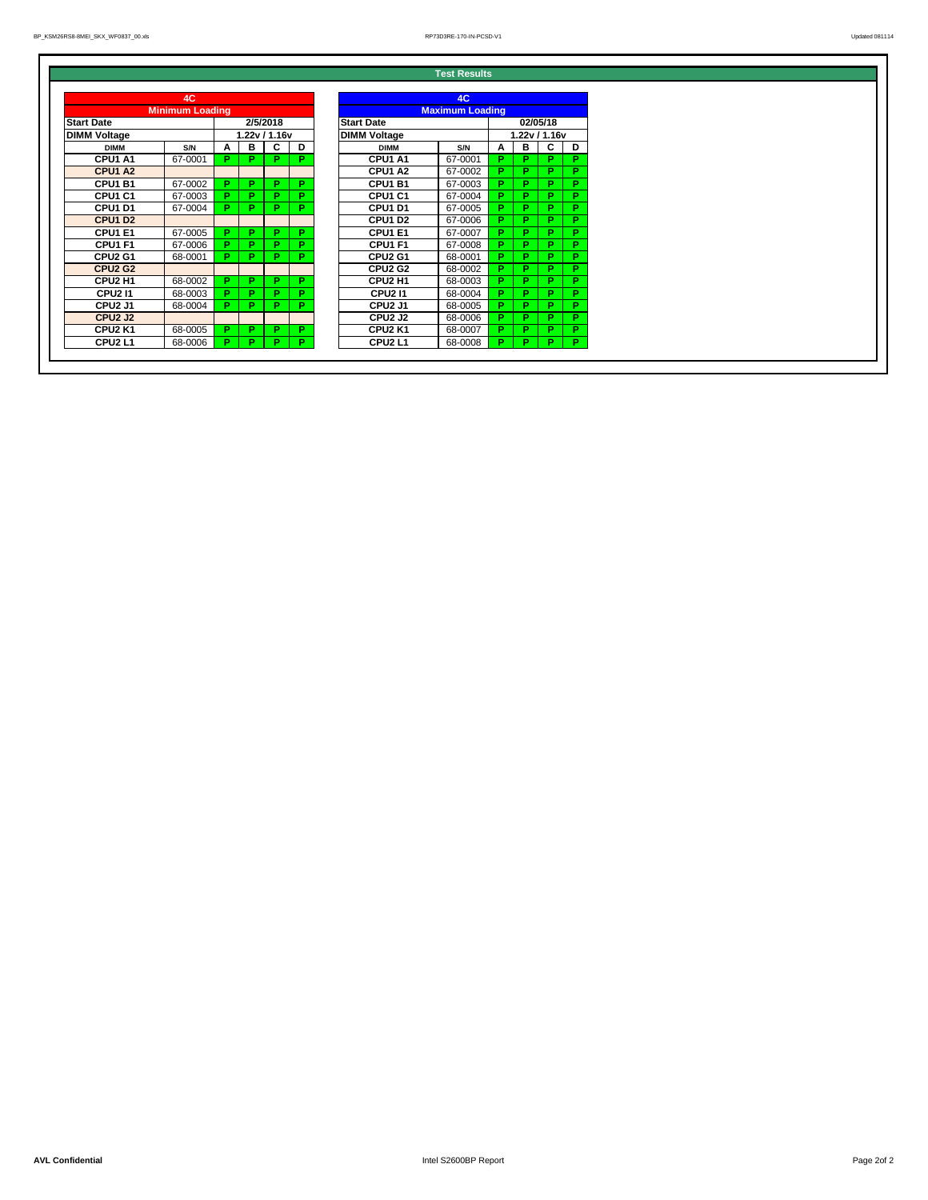## Test Results

| 4C Minimum Loading | | | | | |
|---|---|---|---|---|---|
| Start Date | | 2/5/2018 | | | |
| DIMM Voltage | | 1.22v / 1.16v | | | |
| DIMM | S/N | A | B | C | D |
| CPU1 A1 | 67-0001 | P | P | P | P |
| CPU1 A2 | | | | | |
| CPU1 B1 | 67-0002 | P | P | P | P |
| CPU1 C1 | 67-0003 | P | P | P | P |
| CPU1 D1 | 67-0004 | P | P | P | P |
| CPU1 D2 | | | | | |
| CPU1 E1 | 67-0005 | P | P | P | P |
| CPU1 F1 | 67-0006 | P | P | P | P |
| CPU2 G1 | 68-0001 | P | P | P | P |
| CPU2 G2 | | | | | |
| CPU2 H1 | 68-0002 | P | P | P | P |
| CPU2 I1 | 68-0003 | P | P | P | P |
| CPU2 J1 | 68-0004 | P | P | P | P |
| CPU2 J2 | | | | | |
| CPU2 K1 | 68-0005 | P | P | P | P |
| CPU2 L1 | 68-0006 | P | P | P | P |

| 4C Maximum Loading | | | | | |
|---|---|---|---|---|---|
| Start Date | | 02/05/18 | | | |
| DIMM Voltage | | 1.22v / 1.16v | | | |
| DIMM | S/N | A | B | C | D |
| CPU1 A1 | 67-0001 | P | P | P | P |
| CPU1 A2 | 67-0002 | P | P | P | P |
| CPU1 B1 | 67-0003 | P | P | P | P |
| CPU1 C1 | 67-0004 | P | P | P | P |
| CPU1 D1 | 67-0005 | P | P | P | P |
| CPU1 D2 | 67-0006 | P | P | P | P |
| CPU1 E1 | 67-0007 | P | P | P | P |
| CPU1 F1 | 67-0008 | P | P | P | P |
| CPU2 G1 | 68-0001 | P | P | P | P |
| CPU2 G2 | 68-0002 | P | P | P | P |
| CPU2 H1 | 68-0003 | P | P | P | P |
| CPU2 I1 | 68-0004 | P | P | P | P |
| CPU2 J1 | 68-0005 | P | P | P | P |
| CPU2 J2 | 68-0006 | P | P | P | P |
| CPU2 K1 | 68-0007 | P | P | P | P |
| CPU2 L1 | 68-0008 | P | P | P | P |